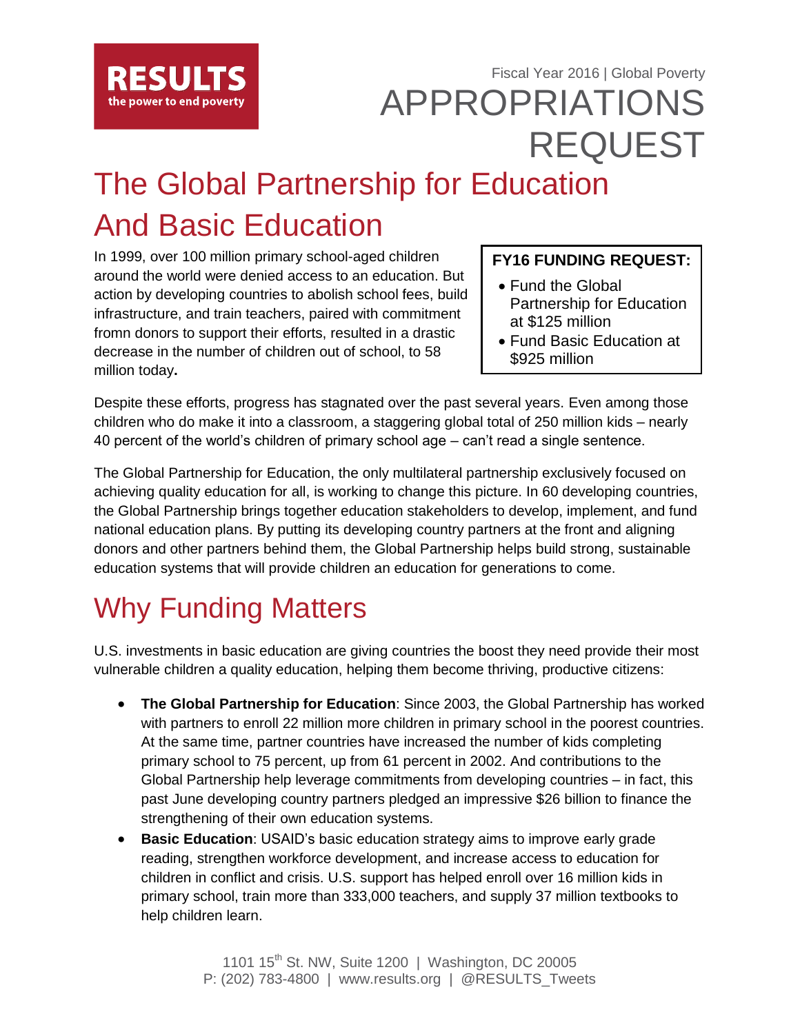RESULTS
the power to end poverty

Fiscal Year 2016 | Global Poverty

# APPROPRIATIONS REQUEST

## The Global Partnership for Education And Basic Education

In 1999, over 100 million primary school-aged children around the world were denied access to an education. But action by developing countries to abolish school fees, build infrastructure, and train teachers, paired with commitment fromn donors to support their efforts, resulted in a drastic decrease in the number of children out of school, to 58 million today**.**

**FY16 FUNDING REQUEST:**

- Fund the Global Partnership for Education at $125 million
- Fund Basic Education at $925 million

Despite these efforts, progress has stagnated over the past several years. Even among those children who do make it into a classroom, a staggering global total of 250 million kids – nearly 40 percent of the world's children of primary school age – can't read a single sentence.

The Global Partnership for Education, the only multilateral partnership exclusively focused on achieving quality education for all, is working to change this picture. In 60 developing countries, the Global Partnership brings together education stakeholders to develop, implement, and fund national education plans. By putting its developing country partners at the front and aligning donors and other partners behind them, the Global Partnership helps build strong, sustainable education systems that will provide children an education for generations to come.

## Why Funding Matters

U.S. investments in basic education are giving countries the boost they need provide their most vulnerable children a quality education, helping them become thriving, productive citizens:

- **The Global Partnership for Education**: Since 2003, the Global Partnership has worked with partners to enroll 22 million more children in primary school in the poorest countries. At the same time, partner countries have increased the number of kids completing primary school to 75 percent, up from 61 percent in 2002. And contributions to the Global Partnership help leverage commitments from developing countries – in fact, this past June developing country partners pledged an impressive $26 billion to finance the strengthening of their own education systems.
- **Basic Education**: USAID's basic education strategy aims to improve early grade reading, strengthen workforce development, and increase access to education for children in conflict and crisis. U.S. support has helped enroll over 16 million kids in primary school, train more than 333,000 teachers, and supply 37 million textbooks to help children learn.

1101 15th St. NW, Suite 1200 | Washington, DC 20005
P: (202) 783-4800 | www.results.org | @RESULTS_Tweets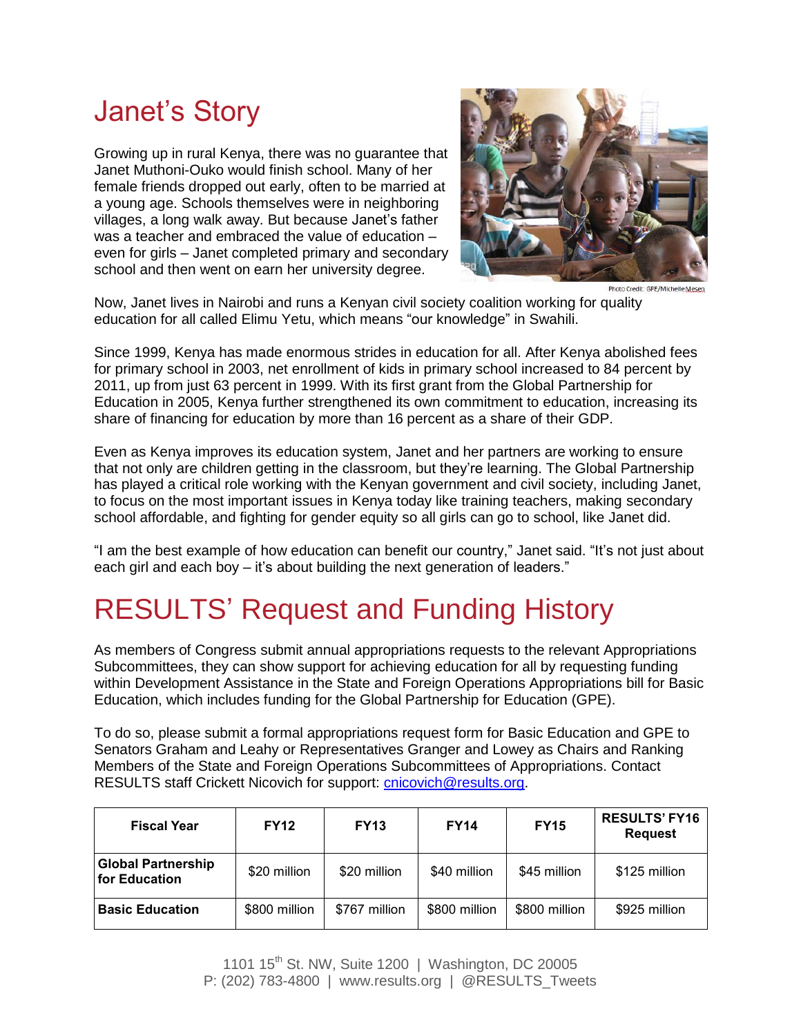# Janet's Story

Growing up in rural Kenya, there was no guarantee that Janet Muthoni-Ouko would finish school. Many of her female friends dropped out early, often to be married at a young age. Schools themselves were in neighboring villages, a long walk away. But because Janet's father was a teacher and embraced the value of education – even for girls – Janet completed primary and secondary school and then went on earn her university degree.

Photo Credit: GPE/Michelle Mesen

Now, Janet lives in Nairobi and runs a Kenyan civil society coalition working for quality education for all called Elimu Yetu, which means "our knowledge" in Swahili.

Since 1999, Kenya has made enormous strides in education for all. After Kenya abolished fees for primary school in 2003, net enrollment of kids in primary school increased to 84 percent by 2011, up from just 63 percent in 1999. With its first grant from the Global Partnership for Education in 2005, Kenya further strengthened its own commitment to education, increasing its share of financing for education by more than 16 percent as a share of their GDP.

Even as Kenya improves its education system, Janet and her partners are working to ensure that not only are children getting in the classroom, but they're learning. The Global Partnership has played a critical role working with the Kenyan government and civil society, including Janet, to focus on the most important issues in Kenya today like training teachers, making secondary school affordable, and fighting for gender equity so all girls can go to school, like Janet did.

"I am the best example of how education can benefit our country," Janet said. "It's not just about each girl and each boy – it's about building the next generation of leaders."

# RESULTS' Request and Funding History

As members of Congress submit annual appropriations requests to the relevant Appropriations Subcommittees, they can show support for achieving education for all by requesting funding within Development Assistance in the State and Foreign Operations Appropriations bill for Basic Education, which includes funding for the Global Partnership for Education (GPE).

To do so, please submit a formal appropriations request form for Basic Education and GPE to Senators Graham and Leahy or Representatives Granger and Lowey as Chairs and Ranking Members of the State and Foreign Operations Subcommittees of Appropriations. Contact RESULTS staff Crickett Nicovich for support: cnicovich@results.org.

| Fiscal Year | FY12 | FY13 | FY14 | FY15 | RESULTS' FY16 Request |
|---|---|---|---|---|---|
| **Global Partnership for Education** | $20 million | $20 million | $40 million | $45 million | $125 million |
| **Basic Education** | $800 million | $767 million | $800 million | $800 million | $925 million |

1101 15th St. NW, Suite 1200 | Washington, DC 20005
P: (202) 783-4800 | www.results.org | @RESULTS_Tweets